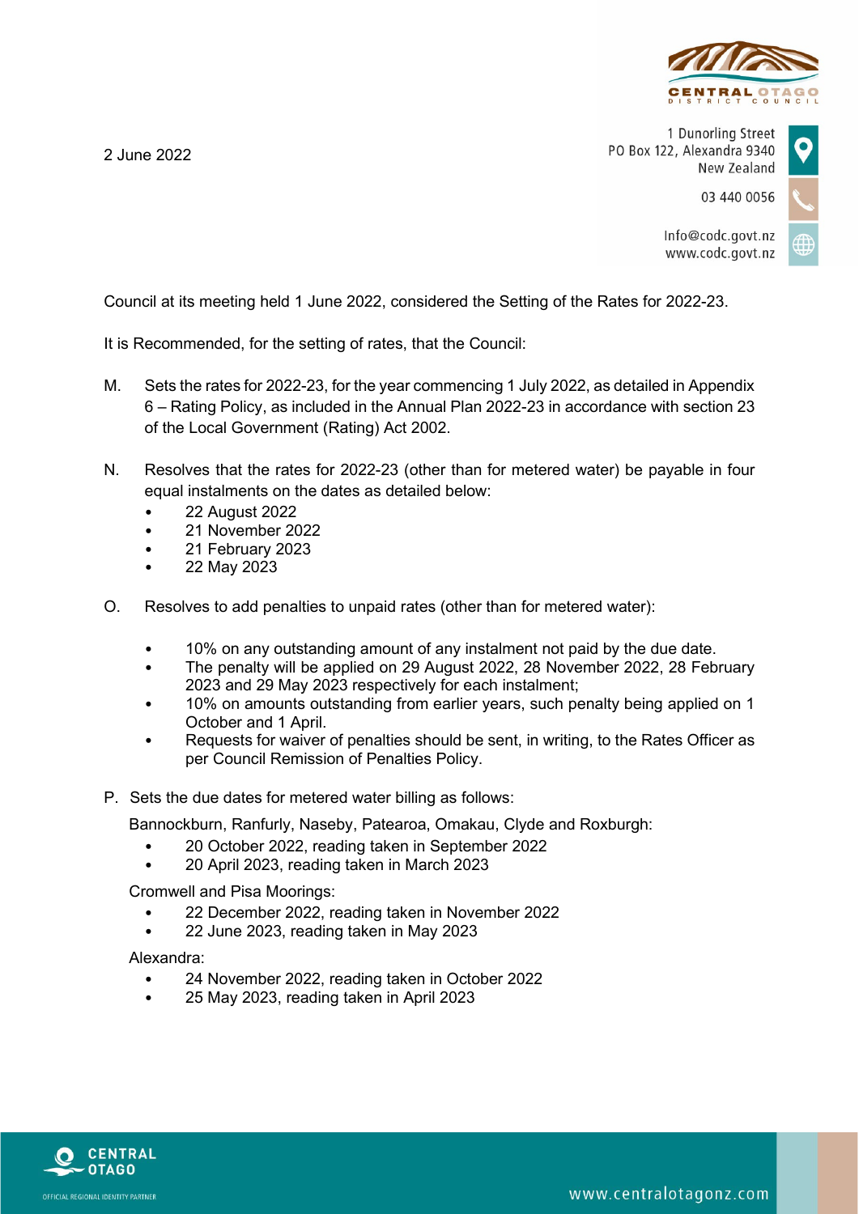2 June 2022

1 Dunorling Street
PO Box 122, Alexandra 9340
New Zealand

03 440 0056

Info@codc.govt.nz
www.codc.govt.nz

Council at its meeting held 1 June 2022, considered the Setting of the Rates for 2022-23.

It is Recommended, for the setting of rates, that the Council:

M. Sets the rates for 2022-23, for the year commencing 1 July 2022, as detailed in Appendix 6 – Rating Policy, as included in the Annual Plan 2022-23 in accordance with section 23 of the Local Government (Rating) Act 2002.

N. Resolves that the rates for 2022-23 (other than for metered water) be payable in four equal instalments on the dates as detailed below:

- 22 August 2022
- 21 November 2022
- 21 February 2023
- 22 May 2023

O. Resolves to add penalties to unpaid rates (other than for metered water):

- 10% on any outstanding amount of any instalment not paid by the due date.
- The penalty will be applied on 29 August 2022, 28 November 2022, 28 February 2023 and 29 May 2023 respectively for each instalment;
- 10% on amounts outstanding from earlier years, such penalty being applied on 1 October and 1 April.
- Requests for waiver of penalties should be sent, in writing, to the Rates Officer as per Council Remission of Penalties Policy.

P. Sets the due dates for metered water billing as follows:

Bannockburn, Ranfurly, Naseby, Patearoa, Omakau, Clyde and Roxburgh:

- 20 October 2022, reading taken in September 2022
- 20 April 2023, reading taken in March 2023

Cromwell and Pisa Moorings:

- 22 December 2022, reading taken in November 2022
- 22 June 2023, reading taken in May 2023

Alexandra:

- 24 November 2022, reading taken in October 2022
- 25 May 2023, reading taken in April 2023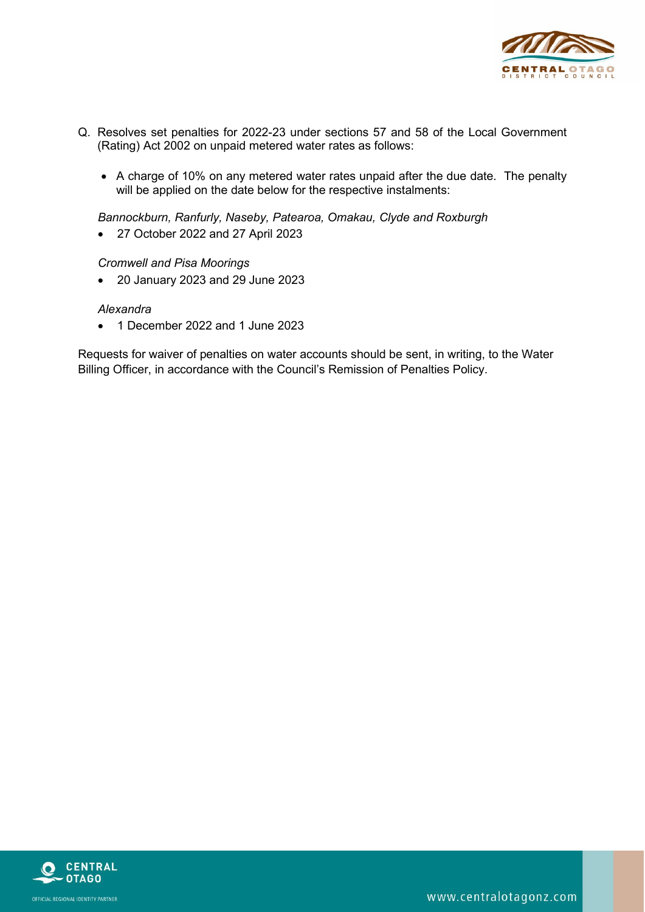Q. Resolves set penalties for 2022-23 under sections 57 and 58 of the Local Government (Rating) Act 2002 on unpaid metered water rates as follows:

- A charge of 10% on any metered water rates unpaid after the due date. The penalty will be applied on the date below for the respective instalments:

*Bannockburn, Ranfurly, Naseby, Patearoa, Omakau, Clyde and Roxburgh*

- 27 October 2022 and 27 April 2023

*Cromwell and Pisa Moorings*

- 20 January 2023 and 29 June 2023

*Alexandra*

- 1 December 2022 and 1 June 2023

Requests for waiver of penalties on water accounts should be sent, in writing, to the Water Billing Officer, in accordance with the Council's Remission of Penalties Policy.